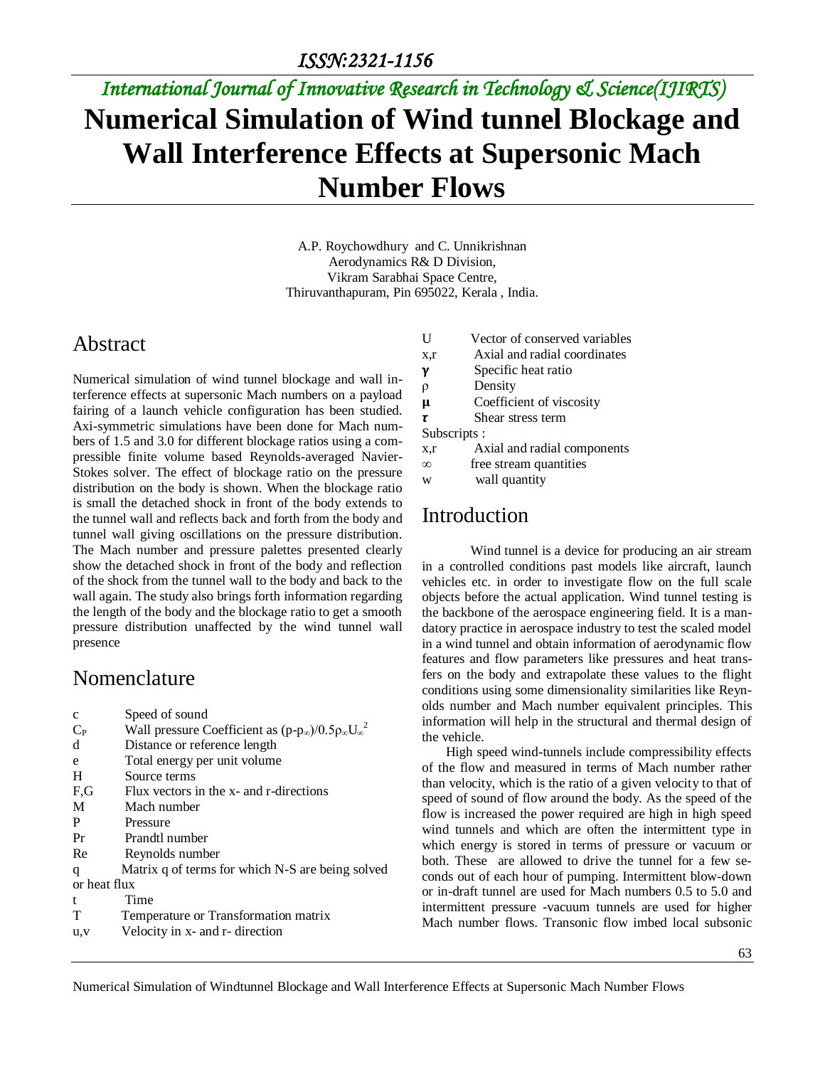*ISSN:2321-1156*

*International Journal of Innovative Research in Technology & Science(IJIRTS)*

# Numerical Simulation of Wind tunnel Blockage and Wall Interference Effects at Supersonic Mach Number Flows

A.P. Roychowdhury and C. Unnikrishnan
Aerodynamics R& D Division,
Vikram Sarabhai Space Centre,
Thiruvanthapuram, Pin 695022, Kerala , India.

## Abstract

Numerical simulation of wind tunnel blockage and wall interference effects at supersonic Mach numbers on a payload fairing of a launch vehicle configuration has been studied. Axi-symmetric simulations have been done for Mach numbers of 1.5 and 3.0 for different blockage ratios using a compressible finite volume based Reynolds-averaged Navier-Stokes solver. The effect of blockage ratio on the pressure distribution on the body is shown. When the blockage ratio is small the detached shock in front of the body extends to the tunnel wall and reflects back and forth from the body and tunnel wall giving oscillations on the pressure distribution. The Mach number and pressure palettes presented clearly show the detached shock in front of the body and reflection of the shock from the tunnel wall to the body and back to the wall again. The study also brings forth information regarding the length of the body and the blockage ratio to get a smooth pressure distribution unaffected by the wind tunnel wall presence

## Nomenclature

| | |
|---|---|
| c | Speed of sound |
| $C_P$ | Wall pressure Coefficient as $(p-p_\infty)/0.5\rho_\infty U_\infty^2$ |
| d | Distance or reference length |
| e | Total energy per unit volume |
| H | Source terms |
| F,G | Flux vectors in the x- and r-directions |
| M | Mach number |
| P | Pressure |
| Pr | Prandtl number |
| Re | Reynolds number |
| q | Matrix q of terms for which N-S are being solved or heat flux |
| t | Time |
| T | Temperature or Transformation matrix |
| u,v | Velocity in x- and r- direction |
| U | Vector of conserved variables |
| x,r | Axial and radial coordinates |
| $\gamma$ | Specific heat ratio |
| $\rho$ | Density |
| $\mu$ | Coefficient of viscosity |
| $\tau$ | Shear stress term |

Subscripts :

| | |
|---|---|
| x,r | Axial and radial components |
| $\infty$ | free stream quantities |
| w | wall quantity |

## Introduction

Wind tunnel is a device for producing an air stream in a controlled conditions past models like aircraft, launch vehicles etc. in order to investigate flow on the full scale objects before the actual application. Wind tunnel testing is the backbone of the aerospace engineering field. It is a mandatory practice in aerospace industry to test the scaled model in a wind tunnel and obtain information of aerodynamic flow features and flow parameters like pressures and heat transfers on the body and extrapolate these values to the flight conditions using some dimensionality similarities like Reynolds number and Mach number equivalent principles. This information will help in the structural and thermal design of the vehicle.

High speed wind-tunnels include compressibility effects of the flow and measured in terms of Mach number rather than velocity, which is the ratio of a given velocity to that of speed of sound of flow around the body. As the speed of the flow is increased the power required are high in high speed wind tunnels and which are often the intermittent type in which energy is stored in terms of pressure or vacuum or both. These are allowed to drive the tunnel for a few seconds out of each hour of pumping. Intermittent blow-down or in-draft tunnel are used for Mach numbers 0.5 to 5.0 and intermittent pressure -vacuum tunnels are used for higher Mach number flows. Transonic flow imbed local subsonic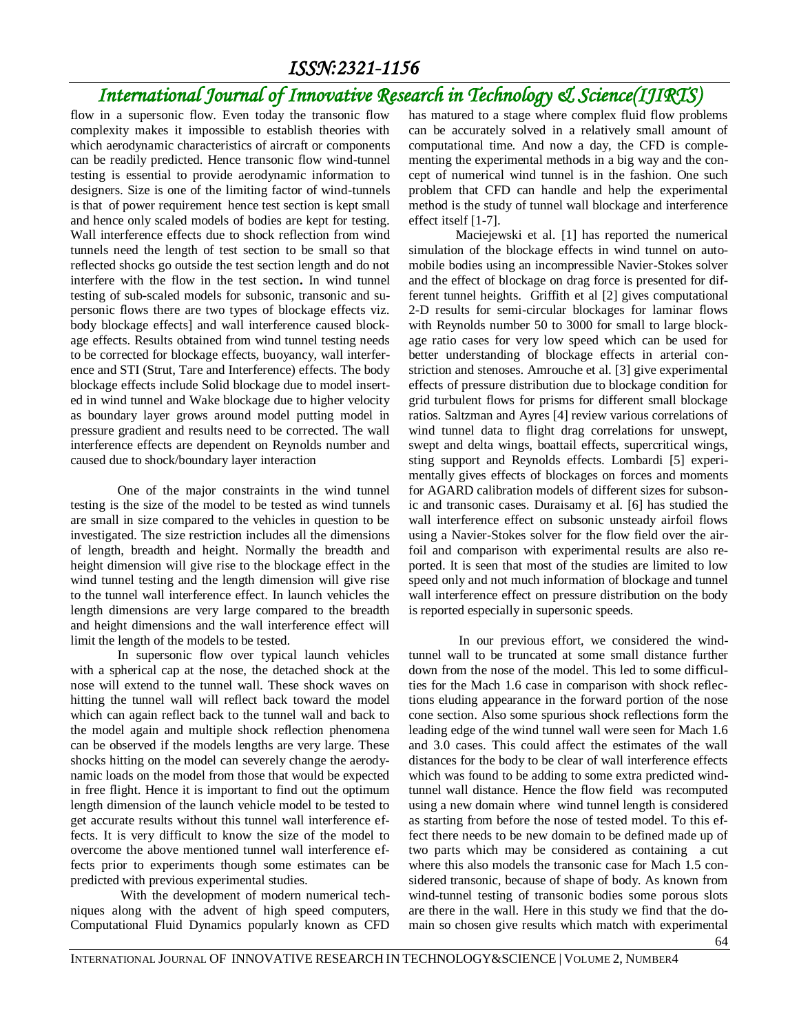flow in a supersonic flow. Even today the transonic flow complexity makes it impossible to establish theories with which aerodynamic characteristics of aircraft or components can be readily predicted. Hence transonic flow wind-tunnel testing is essential to provide aerodynamic information to designers. Size is one of the limiting factor of wind-tunnels is that of power requirement hence test section is kept small and hence only scaled models of bodies are kept for testing. Wall interference effects due to shock reflection from wind tunnels need the length of test section to be small so that reflected shocks go outside the test section length and do not interfere with the flow in the test section**.** In wind tunnel testing of sub-scaled models for subsonic, transonic and supersonic flows there are two types of blockage effects viz. body blockage effects] and wall interference caused blockage effects. Results obtained from wind tunnel testing needs to be corrected for blockage effects, buoyancy, wall interference and STI (Strut, Tare and Interference) effects. The body blockage effects include Solid blockage due to model inserted in wind tunnel and Wake blockage due to higher velocity as boundary layer grows around model putting model in pressure gradient and results need to be corrected. The wall interference effects are dependent on Reynolds number and caused due to shock/boundary layer interaction

One of the major constraints in the wind tunnel testing is the size of the model to be tested as wind tunnels are small in size compared to the vehicles in question to be investigated. The size restriction includes all the dimensions of length, breadth and height. Normally the breadth and height dimension will give rise to the blockage effect in the wind tunnel testing and the length dimension will give rise to the tunnel wall interference effect. In launch vehicles the length dimensions are very large compared to the breadth and height dimensions and the wall interference effect will limit the length of the models to be tested.

In supersonic flow over typical launch vehicles with a spherical cap at the nose, the detached shock at the nose will extend to the tunnel wall. These shock waves on hitting the tunnel wall will reflect back toward the model which can again reflect back to the tunnel wall and back to the model again and multiple shock reflection phenomena can be observed if the models lengths are very large. These shocks hitting on the model can severely change the aerodynamic loads on the model from those that would be expected in free flight. Hence it is important to find out the optimum length dimension of the launch vehicle model to be tested to get accurate results without this tunnel wall interference effects. It is very difficult to know the size of the model to overcome the above mentioned tunnel wall interference effects prior to experiments though some estimates can be predicted with previous experimental studies.

With the development of modern numerical techniques along with the advent of high speed computers, Computational Fluid Dynamics popularly known as CFD has matured to a stage where complex fluid flow problems can be accurately solved in a relatively small amount of computational time. And now a day, the CFD is complementing the experimental methods in a big way and the concept of numerical wind tunnel is in the fashion. One such problem that CFD can handle and help the experimental method is the study of tunnel wall blockage and interference effect itself [1-7].

Maciejewski et al. [1] has reported the numerical simulation of the blockage effects in wind tunnel on automobile bodies using an incompressible Navier-Stokes solver and the effect of blockage on drag force is presented for different tunnel heights. Griffith et al [2] gives computational 2-D results for semi-circular blockages for laminar flows with Reynolds number 50 to 3000 for small to large blockage ratio cases for very low speed which can be used for better understanding of blockage effects in arterial constriction and stenoses. Amrouche et al. [3] give experimental effects of pressure distribution due to blockage condition for grid turbulent flows for prisms for different small blockage ratios. Saltzman and Ayres [4] review various correlations of wind tunnel data to flight drag correlations for unswept, swept and delta wings, boattail effects, supercritical wings, sting support and Reynolds effects. Lombardi [5] experimentally gives effects of blockages on forces and moments for AGARD calibration models of different sizes for subsonic and transonic cases. Duraisamy et al. [6] has studied the wall interference effect on subsonic unsteady airfoil flows using a Navier-Stokes solver for the flow field over the airfoil and comparison with experimental results are also reported. It is seen that most of the studies are limited to low speed only and not much information of blockage and tunnel wall interference effect on pressure distribution on the body is reported especially in supersonic speeds.

In our previous effort, we considered the wind-tunnel wall to be truncated at some small distance further down from the nose of the model. This led to some difficulties for the Mach 1.6 case in comparison with shock reflections eluding appearance in the forward portion of the nose cone section. Also some spurious shock reflections form the leading edge of the wind tunnel wall were seen for Mach 1.6 and 3.0 cases. This could affect the estimates of the wall distances for the body to be clear of wall interference effects which was found to be adding to some extra predicted wind-tunnel wall distance. Hence the flow field was recomputed using a new domain where wind tunnel length is considered as starting from before the nose of tested model. To this effect there needs to be new domain to be defined made up of two parts which may be considered as containing a cut where this also models the transonic case for Mach 1.5 considered transonic, because of shape of body. As known from wind-tunnel testing of transonic bodies some porous slots are there in the wall. Here in this study we find that the domain so chosen give results which match with experimental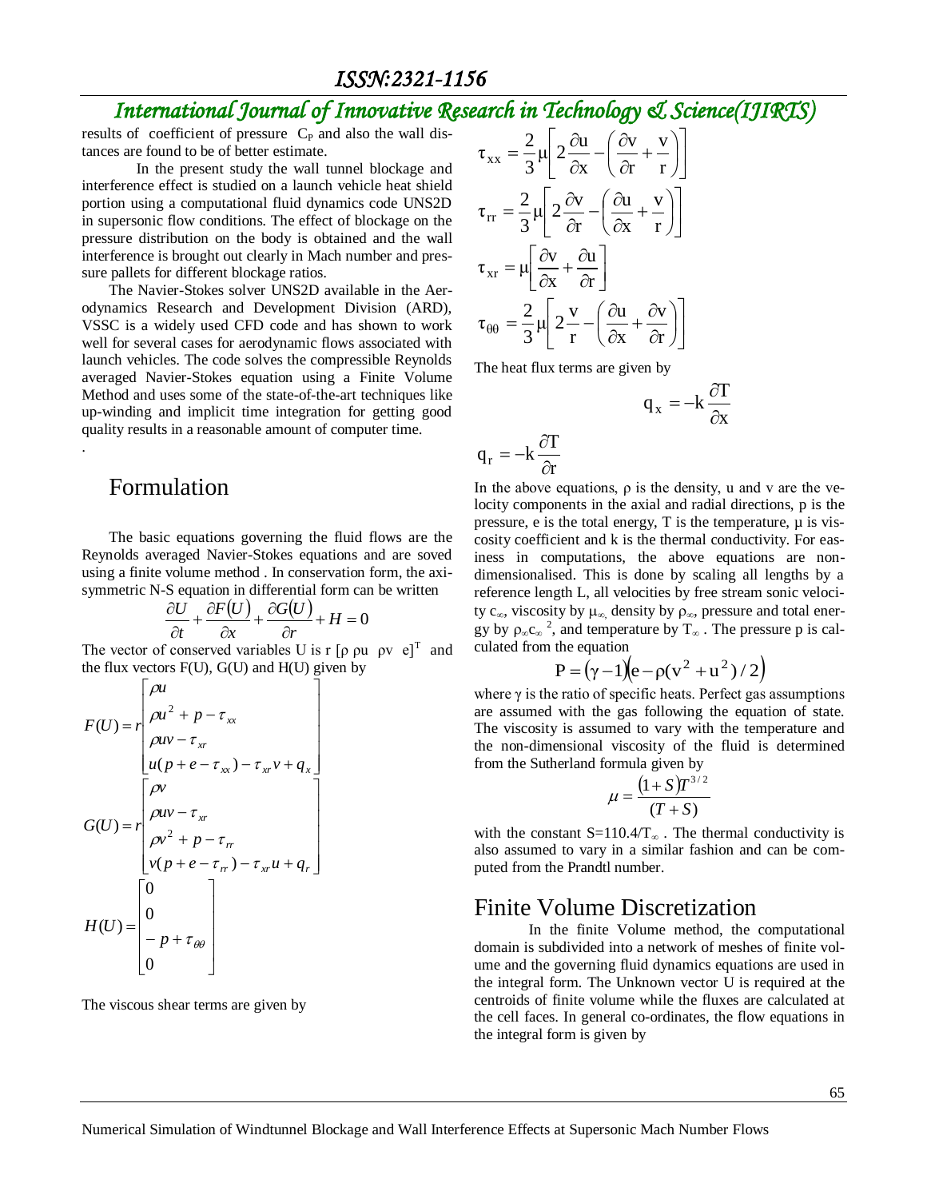results of coefficient of pressure $C_P$ and also the wall distances are found to be of better estimate.

In the present study the wall tunnel blockage and interference effect is studied on a launch vehicle heat shield portion using a computational fluid dynamics code UNS2D in supersonic flow conditions. The effect of blockage on the pressure distribution on the body is obtained and the wall interference is brought out clearly in Mach number and pressure pallets for different blockage ratios.

The Navier-Stokes solver UNS2D available in the Aerodynamics Research and Development Division (ARD), VSSC is a widely used CFD code and has shown to work well for several cases for aerodynamic flows associated with launch vehicles. The code solves the compressible Reynolds averaged Navier-Stokes equation using a Finite Volume Method and uses some of the state-of-the-art techniques like up-winding and implicit time integration for getting good quality results in a reasonable amount of computer time.

.

## Formulation

The basic equations governing the fluid flows are the Reynolds averaged Navier-Stokes equations and are soved using a finite volume method . In conservation form, the axi-symmetric N-S equation in differential form can be written

$$\frac{\partial U}{\partial t} + \frac{\partial F(U)}{\partial x} + \frac{\partial G(U)}{\partial r} + H = 0$$

The vector of conserved variables U is r [ρ ρu ρv e]$^T$ and the flux vectors F(U), G(U) and H(U) given by

$$F(U) = r\begin{bmatrix} \rho u \\ \rho u^2 + p - \tau_{xx} \\ \rho uv - \tau_{xr} \\ u(p + e - \tau_{xx}) - \tau_{xr} v + q_x \end{bmatrix}$$

$$G(U) = r\begin{bmatrix} \rho v \\ \rho uv - \tau_{xr} \\ \rho v^2 + p - \tau_{rr} \\ v(p + e - \tau_{rr}) - \tau_{xr} u + q_r \end{bmatrix}$$

$$H(U) = \begin{bmatrix} 0 \\ 0 \\ -p + \tau_{\theta\theta} \\ 0 \end{bmatrix}$$

The viscous shear terms are given by

$$\tau_{xx} = \frac{2}{3}\mu\left[2\frac{\partial u}{\partial x} - \left(\frac{\partial v}{\partial r} + \frac{v}{r}\right)\right]$$

$$\tau_{rr} = \frac{2}{3}\mu\left[2\frac{\partial v}{\partial r} - \left(\frac{\partial u}{\partial x} + \frac{v}{r}\right)\right]$$

$$\tau_{xr} = \mu\left[\frac{\partial v}{\partial x} + \frac{\partial u}{\partial r}\right]$$

$$\tau_{\theta\theta} = \frac{2}{3}\mu\left[2\frac{v}{r} - \left(\frac{\partial u}{\partial x} + \frac{\partial v}{\partial r}\right)\right]$$

The heat flux terms are given by

$$q_x = -k\frac{\partial T}{\partial x}$$

$$q_r = -k\frac{\partial T}{\partial r}$$

In the above equations, ρ is the density, u and v are the velocity components in the axial and radial directions, p is the pressure, e is the total energy, T is the temperature, μ is viscosity coefficient and k is the thermal conductivity. For easiness in computations, the above equations are non-dimensionalised. This is done by scaling all lengths by a reference length L, all velocities by free stream sonic velocity $c_\infty$, viscosity by $\mu_\infty$, density by $\rho_\infty$, pressure and total energy by $\rho_\infty c_\infty^{\ 2}$, and temperature by $T_\infty$ . The pressure p is calculated from the equation

$$P = (\gamma - 1)\left(e - \rho(v^2 + u^2)/2\right)$$

where γ is the ratio of specific heats. Perfect gas assumptions are assumed with the gas following the equation of state. The viscosity is assumed to vary with the temperature and the non-dimensional viscosity of the fluid is determined from the Sutherland formula given by

$$\mu = \frac{(1+S)T^{3/2}}{(T+S)}$$

with the constant $S = 110.4/T_\infty$ . The thermal conductivity is also assumed to vary in a similar fashion and can be computed from the Prandtl number.

## Finite Volume Discretization

In the finite Volume method, the computational domain is subdivided into a network of meshes of finite volume and the governing fluid dynamics equations are used in the integral form. The Unknown vector U is required at the centroids of finite volume while the fluxes are calculated at the cell faces. In general co-ordinates, the flow equations in the integral form is given by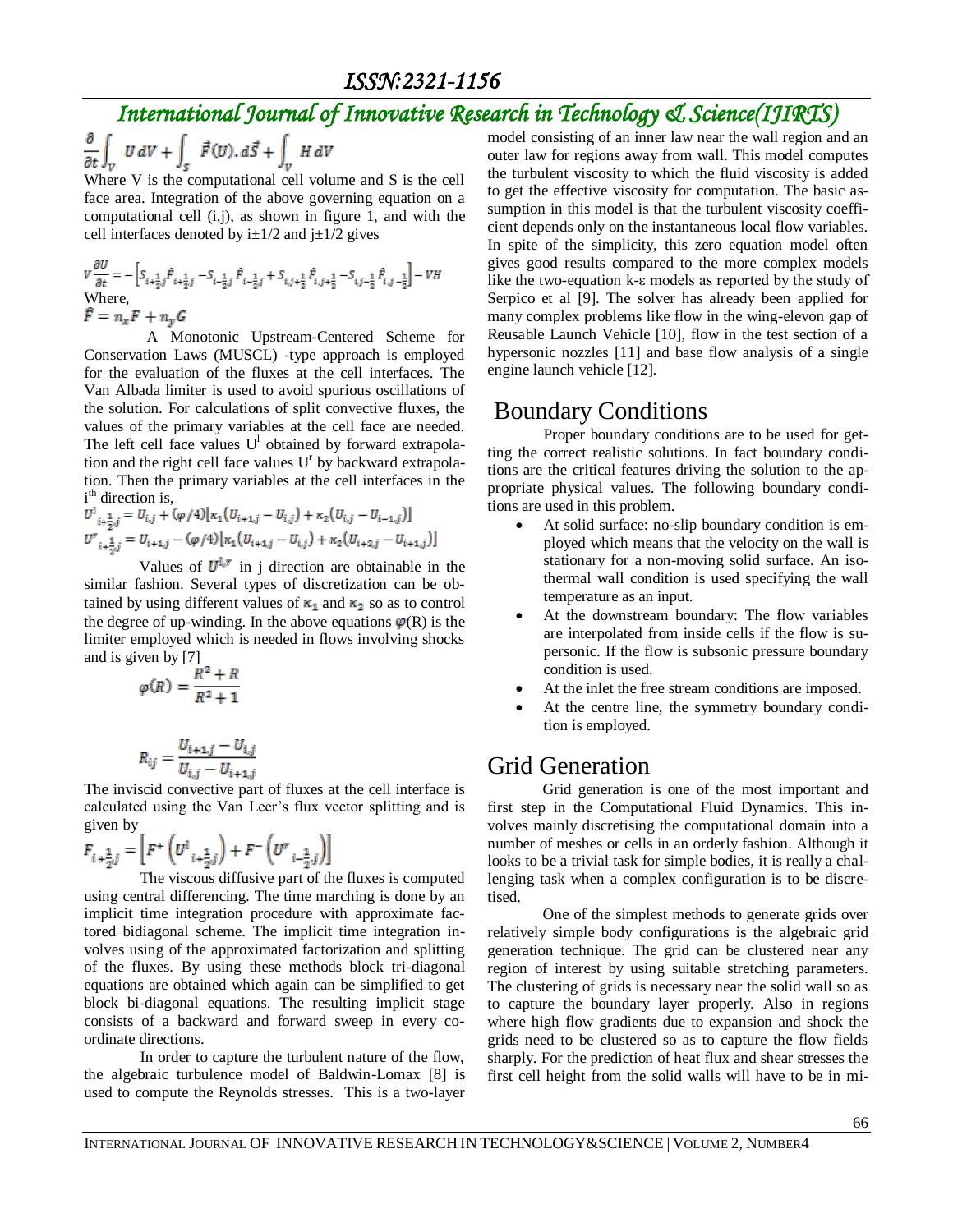$$\frac{\partial}{\partial t}\int_V U\,dV + \int_S \vec{F}(U).d\vec{S} + \int_V H\,dV$$

Where V is the computational cell volume and S is the cell face area. Integration of the above governing equation on a computational cell (i,j), as shown in figure 1, and with the cell interfaces denoted by i±1/2 and j±1/2 gives

$$V\frac{\partial U}{\partial t} = -\left[S_{i+\frac{1}{2},j}\hat{F}_{i+\frac{1}{2},j} - S_{i-\frac{1}{2},j}\hat{F}_{i-\frac{1}{2},j} + S_{i,j+\frac{1}{2}}\hat{F}_{i,j+\frac{1}{2}} - S_{i,j-\frac{1}{2}}\hat{F}_{i,j-\frac{1}{2}}\right] - VH$$

Where,

$$\hat{F} = n_x F + n_y G$$

A Monotonic Upstream-Centered Scheme for Conservation Laws (MUSCL) -type approach is employed for the evaluation of the fluxes at the cell interfaces. The Van Albada limiter is used to avoid spurious oscillations of the solution. For calculations of split convective fluxes, the values of the primary variables at the cell face are needed. The left cell face values $U^l$ obtained by forward extrapolation and the right cell face values $U^r$ by backward extrapolation. Then the primary variables at the cell interfaces in the $i^{th}$ direction is,

$$U^l_{i+\frac{1}{2},j} = U_{i,j} + (\varphi/4)\left[\kappa_1(U_{i+1,j} - U_{i,j}) + \kappa_2(U_{i,j} - U_{i-1,j})\right]$$

$$U^r_{i+\frac{1}{2},j} = U_{i+1,j} - (\varphi/4)\left[\kappa_1(U_{i+1,j} - U_{i,j}) + \kappa_2(U_{i+2,j} - U_{i+1,j})\right]$$

Values of $U^{l,r}$ in j direction are obtainable in the similar fashion. Several types of discretization can be obtained by using different values of $\kappa_1$ and $\kappa_2$ so as to control the degree of up-winding. In the above equations $\varphi$(R) is the limiter employed which is needed in flows involving shocks and is given by [7]

$$\varphi(R) = \frac{R^2 + R}{R^2 + 1}$$

$$R_{ij} = \frac{U_{i+1,j} - U_{i,j}}{U_{i,j} - U_{i+1,j}}$$

The inviscid convective part of fluxes at the cell interface is calculated using the Van Leer's flux vector splitting and is given by

$$F_{i+\frac{1}{2},j} = \left[F^+\left(U^l_{i+\frac{1}{2},j}\right) + F^-\left(U^r_{i-\frac{1}{2},j}\right)\right]$$

The viscous diffusive part of the fluxes is computed using central differencing. The time marching is done by an implicit time integration procedure with approximate factored bidiagonal scheme. The implicit time integration involves using of the approximated factorization and splitting of the fluxes. By using these methods block tri-diagonal equations are obtained which again can be simplified to get block bi-diagonal equations. The resulting implicit stage consists of a backward and forward sweep in every coordinate directions.

In order to capture the turbulent nature of the flow, the algebraic turbulence model of Baldwin-Lomax [8] is used to compute the Reynolds stresses. This is a two-layer model consisting of an inner law near the wall region and an outer law for regions away from wall. This model computes the turbulent viscosity to which the fluid viscosity is added to get the effective viscosity for computation. The basic assumption in this model is that the turbulent viscosity coefficient depends only on the instantaneous local flow variables. In spite of the simplicity, this zero equation model often gives good results compared to the more complex models like the two-equation k-ε models as reported by the study of Serpico et al [9]. The solver has already been applied for many complex problems like flow in the wing-elevon gap of Reusable Launch Vehicle [10], flow in the test section of a hypersonic nozzles [11] and base flow analysis of a single engine launch vehicle [12].

## Boundary Conditions

Proper boundary conditions are to be used for getting the correct realistic solutions. In fact boundary conditions are the critical features driving the solution to the appropriate physical values. The following boundary conditions are used in this problem.

- At solid surface: no-slip boundary condition is employed which means that the velocity on the wall is stationary for a non-moving solid surface. An isothermal wall condition is used specifying the wall temperature as an input.
- At the downstream boundary: The flow variables are interpolated from inside cells if the flow is supersonic. If the flow is subsonic pressure boundary condition is used.
- At the inlet the free stream conditions are imposed.
- At the centre line, the symmetry boundary condition is employed.

## Grid Generation

Grid generation is one of the most important and first step in the Computational Fluid Dynamics. This involves mainly discretising the computational domain into a number of meshes or cells in an orderly fashion. Although it looks to be a trivial task for simple bodies, it is really a challenging task when a complex configuration is to be discretised.

One of the simplest methods to generate grids over relatively simple body configurations is the algebraic grid generation technique. The grid can be clustered near any region of interest by using suitable stretching parameters. The clustering of grids is necessary near the solid wall so as to capture the boundary layer properly. Also in regions where high flow gradients due to expansion and shock the grids need to be clustered so as to capture the flow fields sharply. For the prediction of heat flux and shear stresses the first cell height from the solid walls will have to be in mi-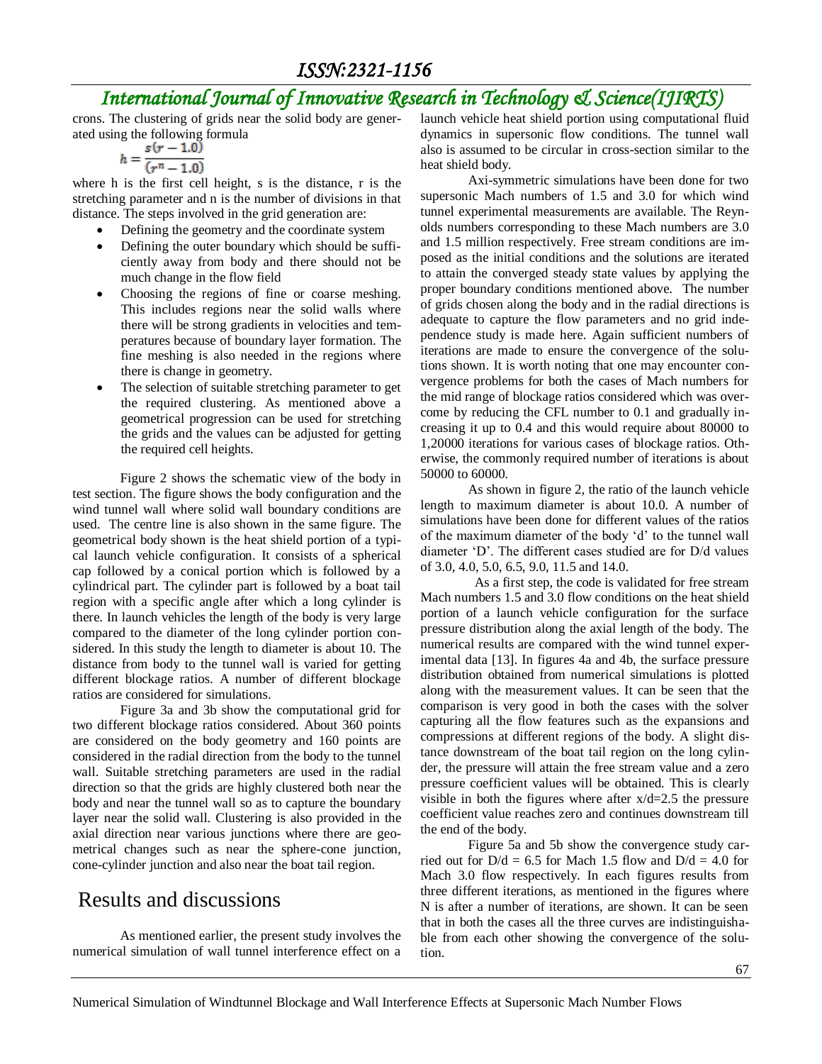crons. The clustering of grids near the solid body are generated using the following formula

$$h = \frac{s(r - 1.0)}{(r^n - 1.0)}$$

where h is the first cell height, s is the distance, r is the stretching parameter and n is the number of divisions in that distance. The steps involved in the grid generation are:

- Defining the geometry and the coordinate system
- Defining the outer boundary which should be sufficiently away from body and there should not be much change in the flow field
- Choosing the regions of fine or coarse meshing. This includes regions near the solid walls where there will be strong gradients in velocities and temperatures because of boundary layer formation. The fine meshing is also needed in the regions where there is change in geometry.
- The selection of suitable stretching parameter to get the required clustering. As mentioned above a geometrical progression can be used for stretching the grids and the values can be adjusted for getting the required cell heights.

Figure 2 shows the schematic view of the body in test section. The figure shows the body configuration and the wind tunnel wall where solid wall boundary conditions are used. The centre line is also shown in the same figure. The geometrical body shown is the heat shield portion of a typical launch vehicle configuration. It consists of a spherical cap followed by a conical portion which is followed by a cylindrical part. The cylinder part is followed by a boat tail region with a specific angle after which a long cylinder is there. In launch vehicles the length of the body is very large compared to the diameter of the long cylinder portion considered. In this study the length to diameter is about 10. The distance from body to the tunnel wall is varied for getting different blockage ratios. A number of different blockage ratios are considered for simulations.

Figure 3a and 3b show the computational grid for two different blockage ratios considered. About 360 points are considered on the body geometry and 160 points are considered in the radial direction from the body to the tunnel wall. Suitable stretching parameters are used in the radial direction so that the grids are highly clustered both near the body and near the tunnel wall so as to capture the boundary layer near the solid wall. Clustering is also provided in the axial direction near various junctions where there are geometrical changes such as near the sphere-cone junction, cone-cylinder junction and also near the boat tail region.

# Results and discussions

As mentioned earlier, the present study involves the numerical simulation of wall tunnel interference effect on a launch vehicle heat shield portion using computational fluid dynamics in supersonic flow conditions. The tunnel wall also is assumed to be circular in cross-section similar to the heat shield body.

Axi-symmetric simulations have been done for two supersonic Mach numbers of 1.5 and 3.0 for which wind tunnel experimental measurements are available. The Reynolds numbers corresponding to these Mach numbers are 3.0 and 1.5 million respectively. Free stream conditions are imposed as the initial conditions and the solutions are iterated to attain the converged steady state values by applying the proper boundary conditions mentioned above. The number of grids chosen along the body and in the radial directions is adequate to capture the flow parameters and no grid independence study is made here. Again sufficient numbers of iterations are made to ensure the convergence of the solutions shown. It is worth noting that one may encounter convergence problems for both the cases of Mach numbers for the mid range of blockage ratios considered which was overcome by reducing the CFL number to 0.1 and gradually increasing it up to 0.4 and this would require about 80000 to 1,20000 iterations for various cases of blockage ratios. Otherwise, the commonly required number of iterations is about 50000 to 60000.

As shown in figure 2, the ratio of the launch vehicle length to maximum diameter is about 10.0. A number of simulations have been done for different values of the ratios of the maximum diameter of the body 'd' to the tunnel wall diameter 'D'. The different cases studied are for D/d values of 3.0, 4.0, 5.0, 6.5, 9.0, 11.5 and 14.0.

As a first step, the code is validated for free stream Mach numbers 1.5 and 3.0 flow conditions on the heat shield portion of a launch vehicle configuration for the surface pressure distribution along the axial length of the body. The numerical results are compared with the wind tunnel experimental data [13]. In figures 4a and 4b, the surface pressure distribution obtained from numerical simulations is plotted along with the measurement values. It can be seen that the comparison is very good in both the cases with the solver capturing all the flow features such as the expansions and compressions at different regions of the body. A slight distance downstream of the boat tail region on the long cylinder, the pressure will attain the free stream value and a zero pressure coefficient values will be obtained. This is clearly visible in both the figures where after x/d=2.5 the pressure coefficient value reaches zero and continues downstream till the end of the body.

Figure 5a and 5b show the convergence study carried out for D/d = 6.5 for Mach 1.5 flow and D/d = 4.0 for Mach 3.0 flow respectively. In each figures results from three different iterations, as mentioned in the figures where N is after a number of iterations, are shown. It can be seen that in both the cases all the three curves are indistinguishable from each other showing the convergence of the solution.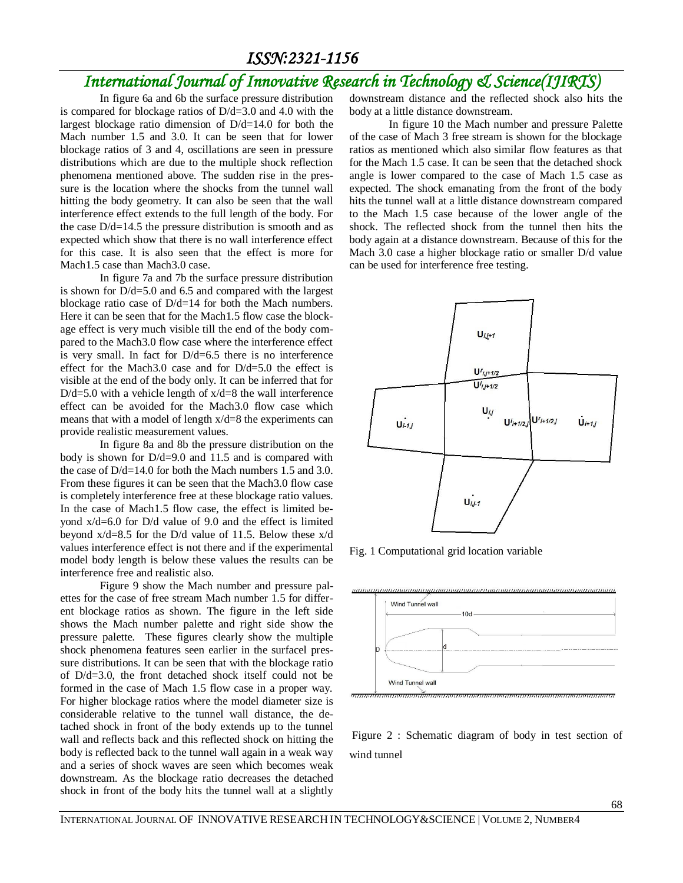In figure 6a and 6b the surface pressure distribution is compared for blockage ratios of D/d=3.0 and 4.0 with the largest blockage ratio dimension of D/d=14.0 for both the Mach number 1.5 and 3.0. It can be seen that for lower blockage ratios of 3 and 4, oscillations are seen in pressure distributions which are due to the multiple shock reflection phenomena mentioned above. The sudden rise in the pressure is the location where the shocks from the tunnel wall hitting the body geometry. It can also be seen that the wall interference effect extends to the full length of the body. For the case D/d=14.5 the pressure distribution is smooth and as expected which show that there is no wall interference effect for this case. It is also seen that the effect is more for Mach1.5 case than Mach3.0 case.

In figure 7a and 7b the surface pressure distribution is shown for D/d=5.0 and 6.5 and compared with the largest blockage ratio case of D/d=14 for both the Mach numbers. Here it can be seen that for the Mach1.5 flow case the blockage effect is very much visible till the end of the body compared to the Mach3.0 flow case where the interference effect is very small. In fact for D/d=6.5 there is no interference effect for the Mach3.0 case and for D/d=5.0 the effect is visible at the end of the body only. It can be inferred that for D/d=5.0 with a vehicle length of x/d=8 the wall interference effect can be avoided for the Mach3.0 flow case which means that with a model of length x/d=8 the experiments can provide realistic measurement values.

In figure 8a and 8b the pressure distribution on the body is shown for D/d=9.0 and 11.5 and is compared with the case of D/d=14.0 for both the Mach numbers 1.5 and 3.0. From these figures it can be seen that the Mach3.0 flow case is completely interference free at these blockage ratio values. In the case of Mach1.5 flow case, the effect is limited beyond x/d=6.0 for D/d value of 9.0 and the effect is limited beyond x/d=8.5 for the D/d value of 11.5. Below these x/d values interference effect is not there and if the experimental model body length is below these values the results can be interference free and realistic also.

Figure 9 show the Mach number and pressure palettes for the case of free stream Mach number 1.5 for different blockage ratios as shown. The figure in the left side shows the Mach number palette and right side show the pressure palette. These figures clearly show the multiple shock phenomena features seen earlier in the surfacel pressure distributions. It can be seen that with the blockage ratio of D/d=3.0, the front detached shock itself could not be formed in the case of Mach 1.5 flow case in a proper way. For higher blockage ratios where the model diameter size is considerable relative to the tunnel wall distance, the detached shock in front of the body extends up to the tunnel wall and reflects back and this reflected shock on hitting the body is reflected back to the tunnel wall again in a weak way and a series of shock waves are seen which becomes weak downstream. As the blockage ratio decreases the detached shock in front of the body hits the tunnel wall at a slightly downstream distance and the reflected shock also hits the body at a little distance downstream.

In figure 10 the Mach number and pressure Palette of the case of Mach 3 free stream is shown for the blockage ratios as mentioned which also similar flow features as that for the Mach 1.5 case. It can be seen that the detached shock angle is lower compared to the case of Mach 1.5 case as expected. The shock emanating from the front of the body hits the tunnel wall at a little distance downstream compared to the Mach 1.5 case because of the lower angle of the shock. The reflected shock from the tunnel then hits the body again at a distance downstream. Because of this for the Mach 3.0 case a higher blockage ratio or smaller D/d value can be used for interference free testing.

Fig. 1 Computational grid location variable

Figure 2 : Schematic diagram of body in test section of wind tunnel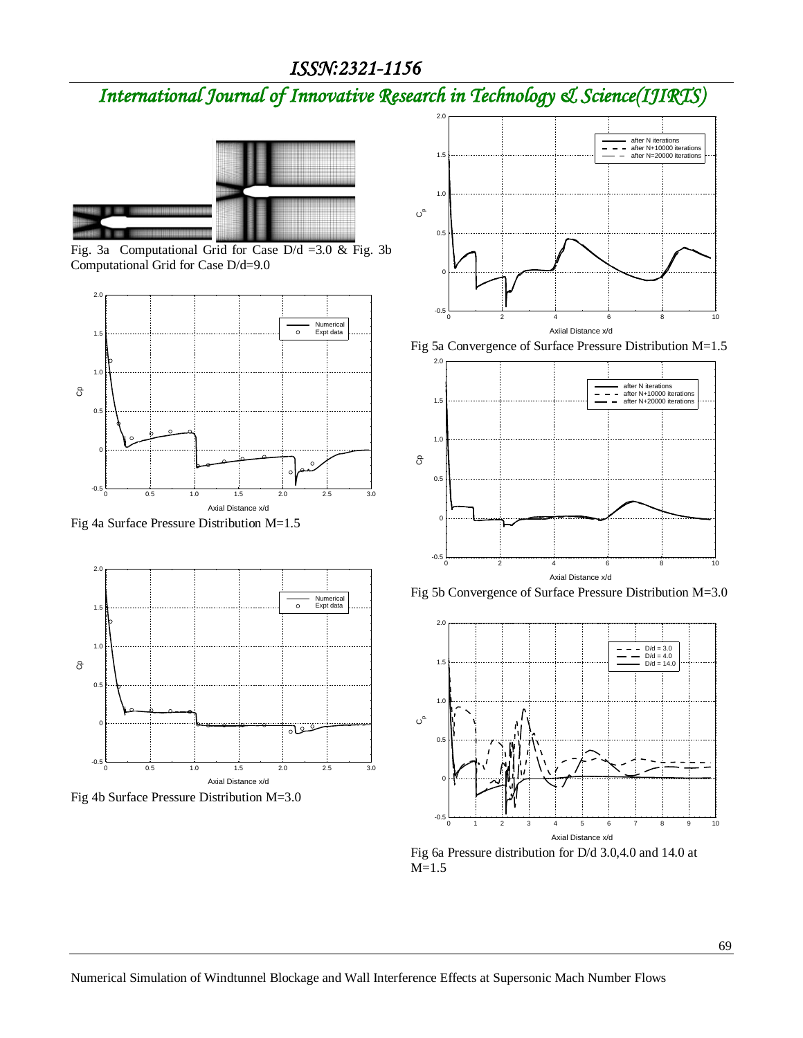Fig. 3a Computational Grid for Case D/d =3.0 & Fig. 3b Computational Grid for Case D/d=9.0

Fig 4a Surface Pressure Distribution M=1.5

Fig 4b Surface Pressure Distribution M=3.0

Fig 5a Convergence of Surface Pressure Distribution M=1.5

Fig 5b Convergence of Surface Pressure Distribution M=3.0

Fig 6a Pressure distribution for D/d 3.0,4.0 and 14.0 at M=1.5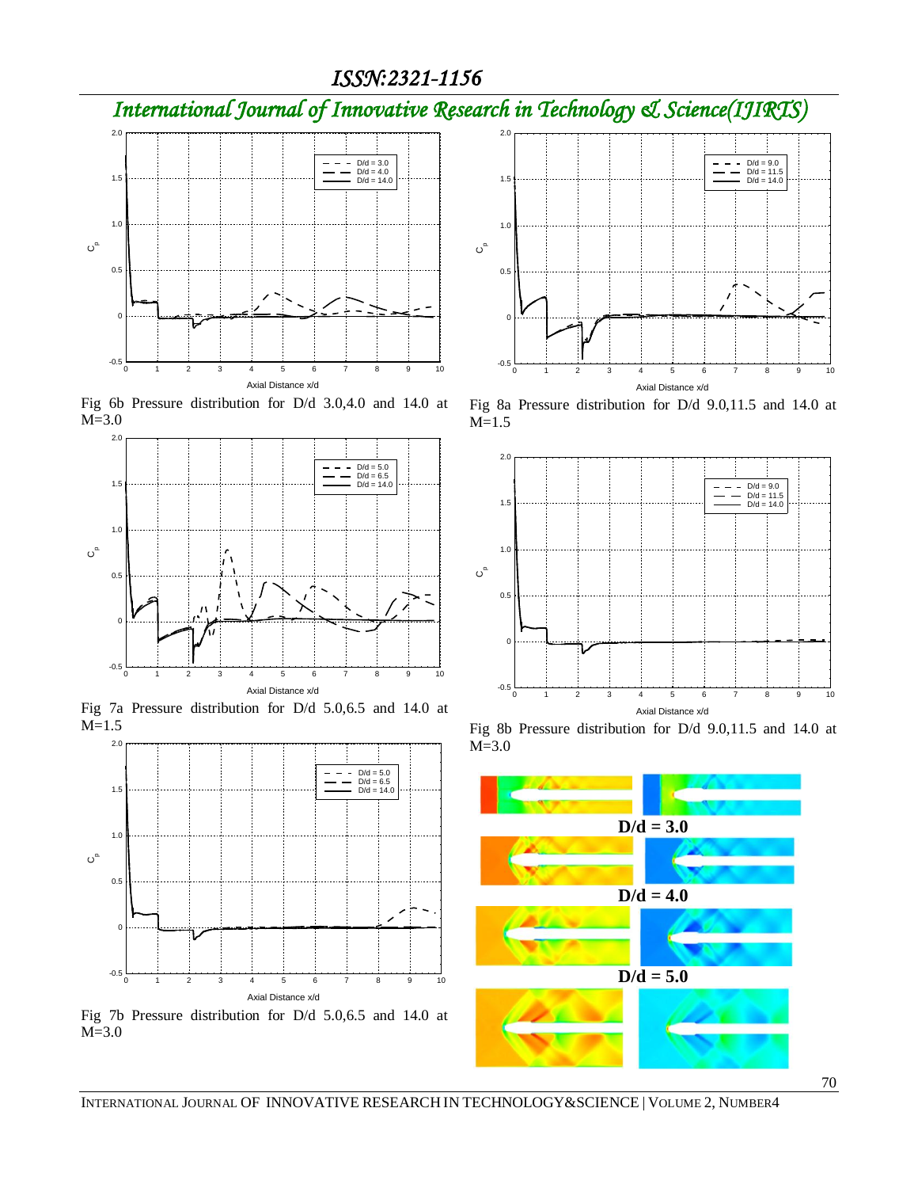2.0

1.5

1.0

0.5

0

-0.5

0 1 2 3 4 5 6 7 8 9 10

$C_p$

Axial Distance x/d

D/d = 3.0
D/d = 4.0
D/d = 14.0

Fig 6b Pressure distribution for D/d 3.0,4.0 and 14.0 at M=3.0

2.0

1.5

1.0

0.5

0

-0.5

0 1 2 3 4 5 6 7 8 9 10

$C_p$

Axial Distance x/d

D/d = 5.0
D/d = 6.5
D/d = 14.0

Fig 7a Pressure distribution for D/d 5.0,6.5 and 14.0 at M=1.5

2.0

1.5

1.0

0.5

0

-0.5

0 1 2 3 4 5 6 7 8 9 10

$C_p$

Axial Distance x/d

D/d = 5.0
D/d = 6.5
D/d = 14.0

Fig 7b Pressure distribution for D/d 5.0,6.5 and 14.0 at M=3.0

2.0

1.5

1.0

0.5

0

-0.5

0 1 2 3 4 5 6 7 8 9 10

$C_p$

Axial Distance x/d

D/d = 9.0
D/d = 11.5
D/d = 14.0

Fig 8a Pressure distribution for D/d 9.0,11.5 and 14.0 at M=1.5

2.0

1.5

1.0

0.5

0

-0.5

0 1 2 3 4 5 6 7 8 9 10

$C_p$

Axial Distance x/d

D/d = 9.0
D/d = 11.5
D/d = 14.0

Fig 8b Pressure distribution for D/d 9.0,11.5 and 14.0 at M=3.0

**D/d = 3.0**

**D/d = 4.0**

**D/d = 5.0**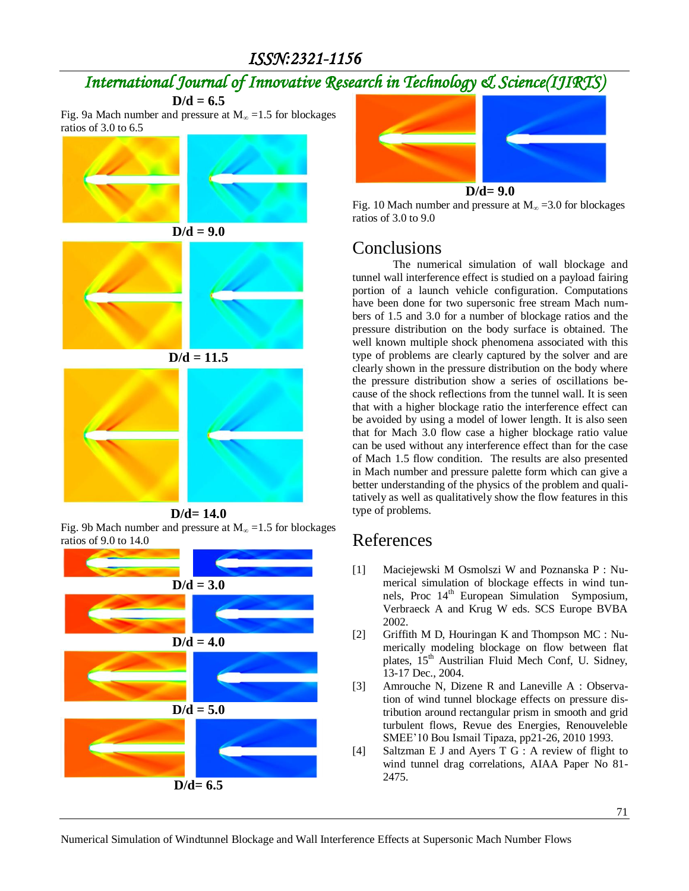D/d = 6.5

Fig. 9a Mach number and pressure at $M_\infty$ =1.5 for blockages ratios of 3.0 to 6.5

D/d = 9.0

D/d = 11.5

D/d= 14.0

Fig. 9b Mach number and pressure at $M_\infty$ =1.5 for blockages ratios of 9.0 to 14.0

D/d = 3.0

D/d = 4.0

D/d = 5.0

D/d= 6.5

D/d= 9.0

Fig. 10 Mach number and pressure at $M_\infty$ =3.0 for blockages ratios of 3.0 to 9.0

## Conclusions

The numerical simulation of wall blockage and tunnel wall interference effect is studied on a payload fairing portion of a launch vehicle configuration. Computations have been done for two supersonic free stream Mach numbers of 1.5 and 3.0 for a number of blockage ratios and the pressure distribution on the body surface is obtained. The well known multiple shock phenomena associated with this type of problems are clearly captured by the solver and are clearly shown in the pressure distribution on the body where the pressure distribution show a series of oscillations because of the shock reflections from the tunnel wall. It is seen that with a higher blockage ratio the interference effect can be avoided by using a model of lower length. It is also seen that for Mach 3.0 flow case a higher blockage ratio value can be used without any interference effect than for the case of Mach 1.5 flow condition. The results are also presented in Mach number and pressure palette form which can give a better understanding of the physics of the problem and qualitatively as well as qualitatively show the flow features in this type of problems.

## References

[1] Maciejewski M Osmolszi W and Poznanska P : Numerical simulation of blockage effects in wind tunnels, Proc 14th European Simulation Symposium, Verbraeck A and Krug W eds. SCS Europe BVBA 2002.

[2] Griffith M D, Houringan K and Thompson MC : Numerically modeling blockage on flow between flat plates, 15th Austrilian Fluid Mech Conf, U. Sidney, 13-17 Dec., 2004.

[3] Amrouche N, Dizene R and Laneville A : Observation of wind tunnel blockage effects on pressure distribution around rectangular prism in smooth and grid turbulent flows, Revue des Energies, Renouveleble SMEE'10 Bou Ismail Tipaza, pp21-26, 2010 1993.

[4] Saltzman E J and Ayers T G : A review of flight to wind tunnel drag correlations, AIAA Paper No 81-2475.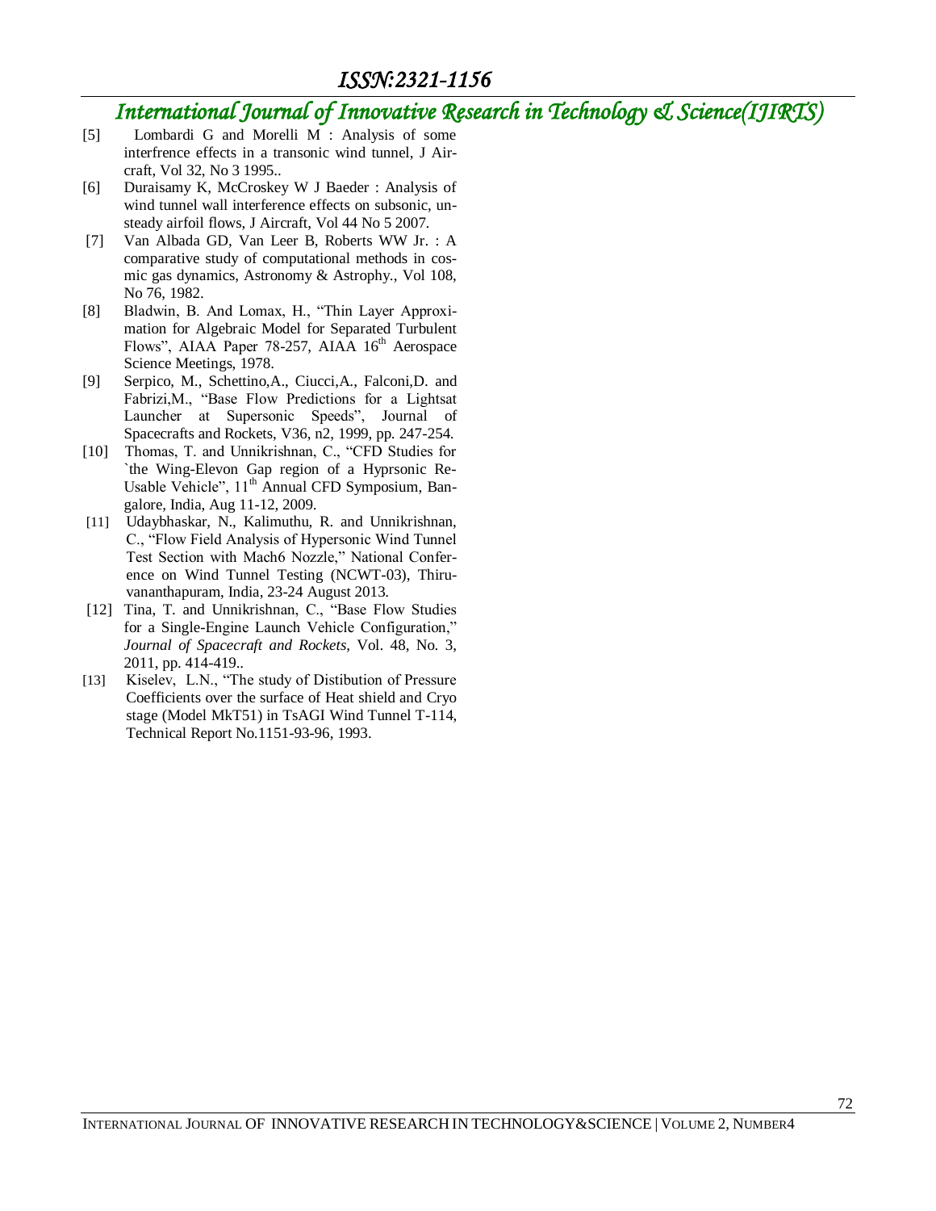[5] Lombardi G and Morelli M : Analysis of some interfrence effects in a transonic wind tunnel, J Aircraft, Vol 32, No 3 1995..

[6] Duraisamy K, McCroskey W J Baeder : Analysis of wind tunnel wall interference effects on subsonic, unsteady airfoil flows, J Aircraft, Vol 44 No 5 2007.

[7] Van Albada GD, Van Leer B, Roberts WW Jr. : A comparative study of computational methods in cosmic gas dynamics, Astronomy & Astrophy., Vol 108, No 76, 1982.

[8] Bladwin, B. And Lomax, H., "Thin Layer Approximation for Algebraic Model for Separated Turbulent Flows", AIAA Paper 78-257, AIAA 16th Aerospace Science Meetings, 1978.

[9] Serpico, M., Schettino,A., Ciucci,A., Falconi,D. and Fabrizi,M., "Base Flow Predictions for a Lightsat Launcher at Supersonic Speeds", Journal of Spacecrafts and Rockets, V36, n2, 1999, pp. 247-254.

[10] Thomas, T. and Unnikrishnan, C., "CFD Studies for `the Wing-Elevon Gap region of a Hyprsonic Re-Usable Vehicle", 11th Annual CFD Symposium, Bangalore, India, Aug 11-12, 2009.

[11] Udaybhaskar, N., Kalimuthu, R. and Unnikrishnan, C., "Flow Field Analysis of Hypersonic Wind Tunnel Test Section with Mach6 Nozzle," National Conference on Wind Tunnel Testing (NCWT-03), Thiruvananthapuram, India, 23-24 August 2013.

[12] Tina, T. and Unnikrishnan, C., "Base Flow Studies for a Single-Engine Launch Vehicle Configuration," *Journal of Spacecraft and Rockets*, Vol. 48, No. 3, 2011, pp. 414-419..

[13] Kiselev, L.N., "The study of Distibution of Pressure Coefficients over the surface of Heat shield and Cryo stage (Model MkT51) in TsAGI Wind Tunnel T-114, Technical Report No.1151-93-96, 1993.